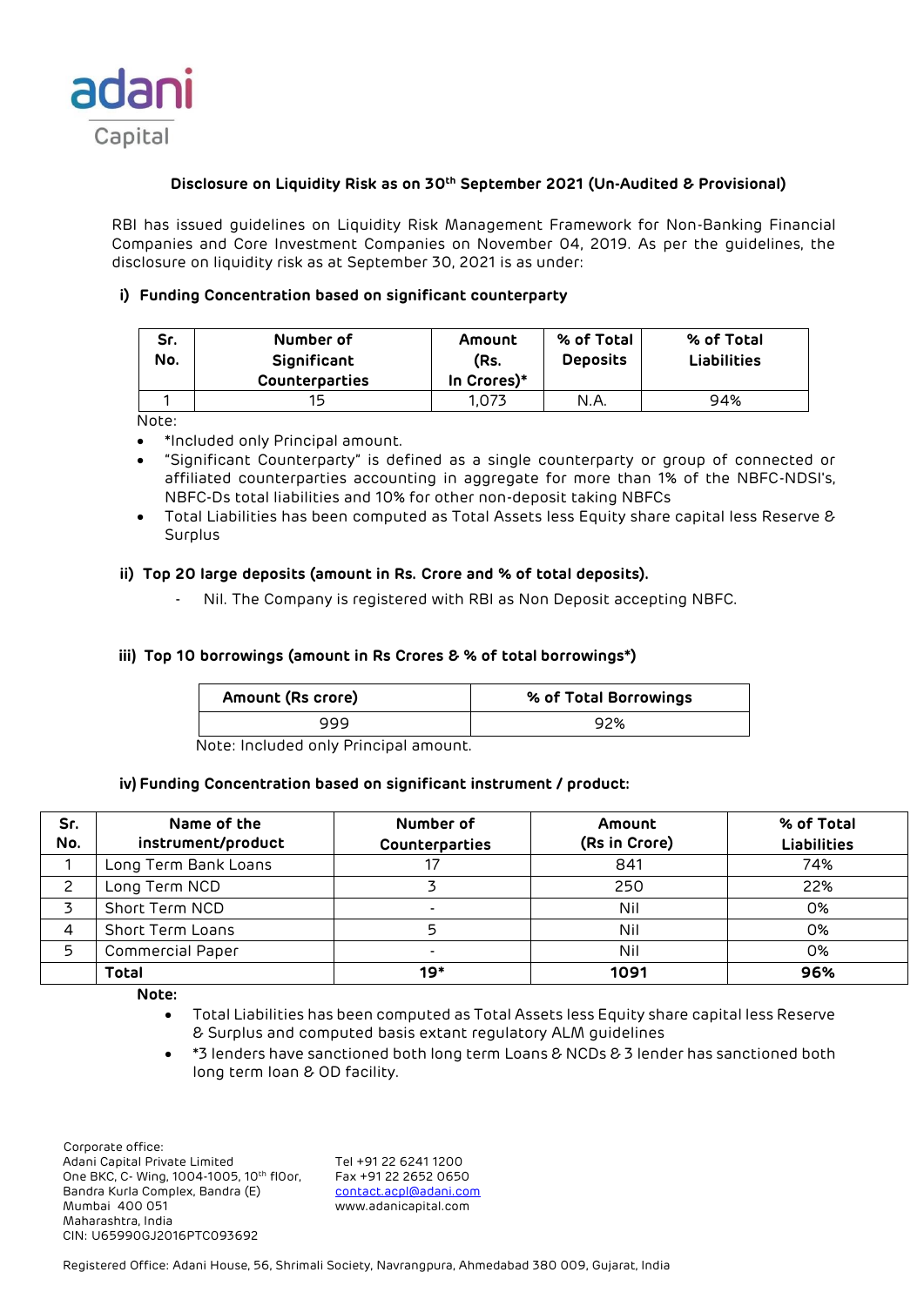adani
Capital

## Disclosure on Liquidity Risk as on 30th September 2021 (Un-Audited & Provisional)

RBI has issued guidelines on Liquidity Risk Management Framework for Non-Banking Financial Companies and Core Investment Companies on November 04, 2019. As per the guidelines, the disclosure on liquidity risk as at September 30, 2021 is as under:

### i) Funding Concentration based on significant counterparty

| Sr. No. | Number of Significant Counterparties | Amount (Rs. In Crores)* | % of Total Deposits | % of Total Liabilities |
|---|---|---|---|---|
| 1 | 15 | 1,073 | N.A. | 94% |

Note:

- *Included only Principal amount.
- "Significant Counterparty" is defined as a single counterparty or group of connected or affiliated counterparties accounting in aggregate for more than 1% of the NBFC-NDSI's, NBFC-Ds total liabilities and 10% for other non-deposit taking NBFCs
- Total Liabilities has been computed as Total Assets less Equity share capital less Reserve & Surplus

### ii) Top 20 large deposits (amount in Rs. Crore and % of total deposits).

- Nil. The Company is registered with RBI as Non Deposit accepting NBFC.

### iii) Top 10 borrowings (amount in Rs Crores & % of total borrowings*)

| Amount (Rs crore) | % of Total Borrowings |
|---|---|
| 999 | 92% |

Note: Included only Principal amount.

### iv) Funding Concentration based on significant instrument / product:

| Sr. No. | Name of the instrument/product | Number of Counterparties | Amount (Rs in Crore) | % of Total Liabilities |
|---|---|---|---|---|
| 1 | Long Term Bank Loans | 17 | 841 | 74% |
| 2 | Long Term NCD | 3 | 250 | 22% |
| 3 | Short Term NCD | - | Nil | 0% |
| 4 | Short Term Loans | 5 | Nil | 0% |
| 5 | Commercial Paper | - | Nil | 0% |
| | **Total** | **19*** | **1091** | **96%** |

**Note:**

- Total Liabilities has been computed as Total Assets less Equity share capital less Reserve & Surplus and computed basis extant regulatory ALM guidelines
- *3 lenders have sanctioned both long term Loans & NCDs & 3 lender has sanctioned both long term loan & OD facility.

Corporate office:
Adani Capital Private Limited
One BKC, C- Wing, 1004-1005, 10th flOor,
Bandra Kurla Complex, Bandra (E)
Mumbai 400 051
Maharashtra, India
CIN: U65990GJ2016PTC093692

Tel +91 22 6241 1200
Fax +91 22 2652 0650
contact.acpl@adani.com
www.adanicapital.com

Registered Office: Adani House, 56, Shrimali Society, Navrangpura, Ahmedabad 380 009, Gujarat, India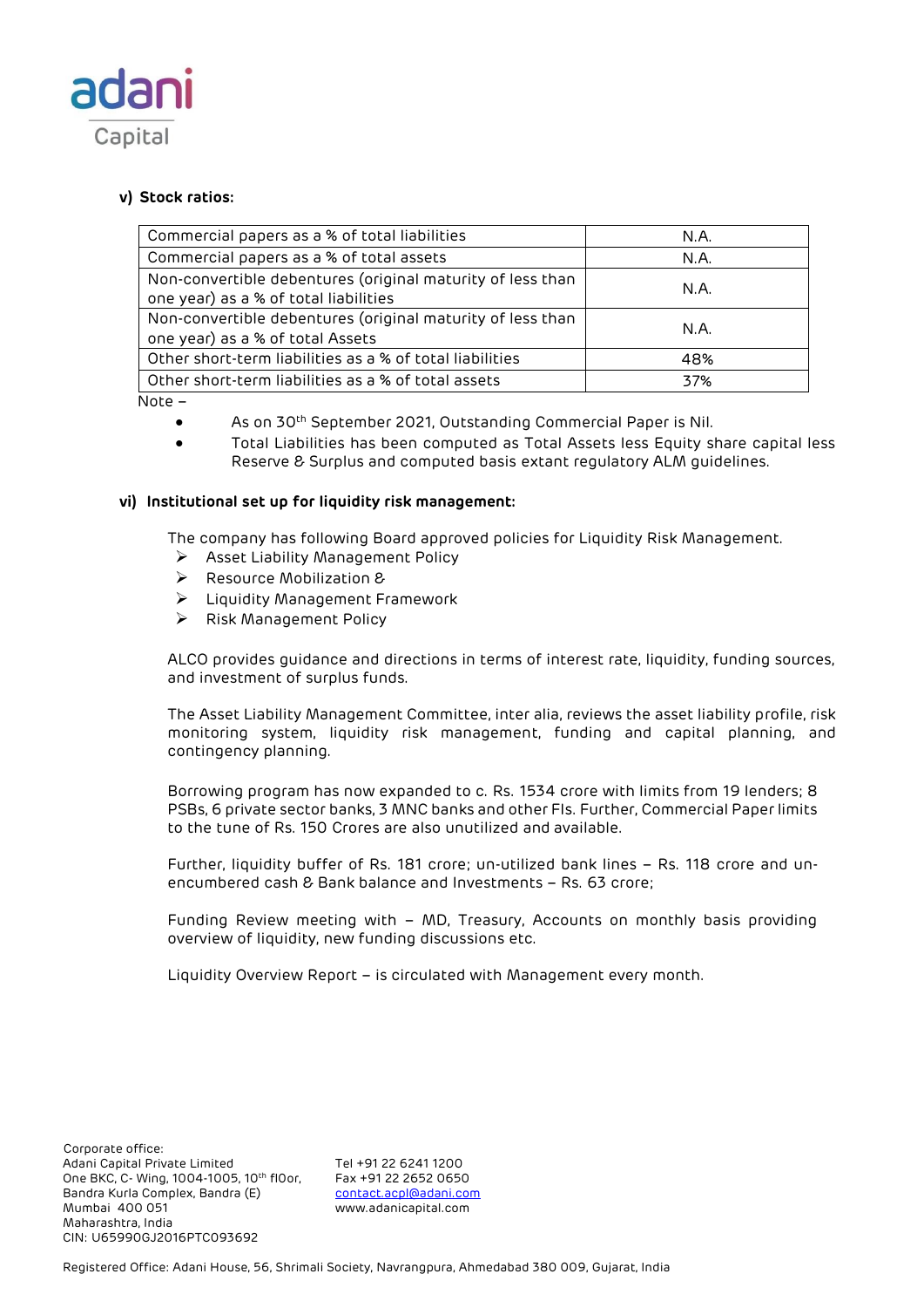### v) Stock ratios:

| | |
|---|---|
| Commercial papers as a % of total liabilities | N.A. |
| Commercial papers as a % of total assets | N.A. |
| Non-convertible debentures (original maturity of less than one year) as a % of total liabilities | N.A. |
| Non-convertible debentures (original maturity of less than one year) as a % of total Assets | N.A. |
| Other short-term liabilities as a % of total liabilities | 48% |
| Other short-term liabilities as a % of total assets | 37% |

Note –

- As on 30th September 2021, Outstanding Commercial Paper is Nil.
- Total Liabilities has been computed as Total Assets less Equity share capital less Reserve & Surplus and computed basis extant regulatory ALM guidelines.

### vi) Institutional set up for liquidity risk management:

The company has following Board approved policies for Liquidity Risk Management.

- Asset Liability Management Policy
- Resource Mobilization &
- Liquidity Management Framework
- Risk Management Policy

ALCO provides guidance and directions in terms of interest rate, liquidity, funding sources, and investment of surplus funds.

The Asset Liability Management Committee, inter alia, reviews the asset liability profile, risk monitoring system, liquidity risk management, funding and capital planning, and contingency planning.

Borrowing program has now expanded to c. Rs. 1534 crore with limits from 19 lenders; 8 PSBs, 6 private sector banks, 3 MNC banks and other FIs. Further, Commercial Paper limits to the tune of Rs. 150 Crores are also unutilized and available.

Further, liquidity buffer of Rs. 181 crore; un-utilized bank lines – Rs. 118 crore and un-encumbered cash & Bank balance and Investments – Rs. 63 crore;

Funding Review meeting with – MD, Treasury, Accounts on monthly basis providing overview of liquidity, new funding discussions etc.

Liquidity Overview Report – is circulated with Management every month.